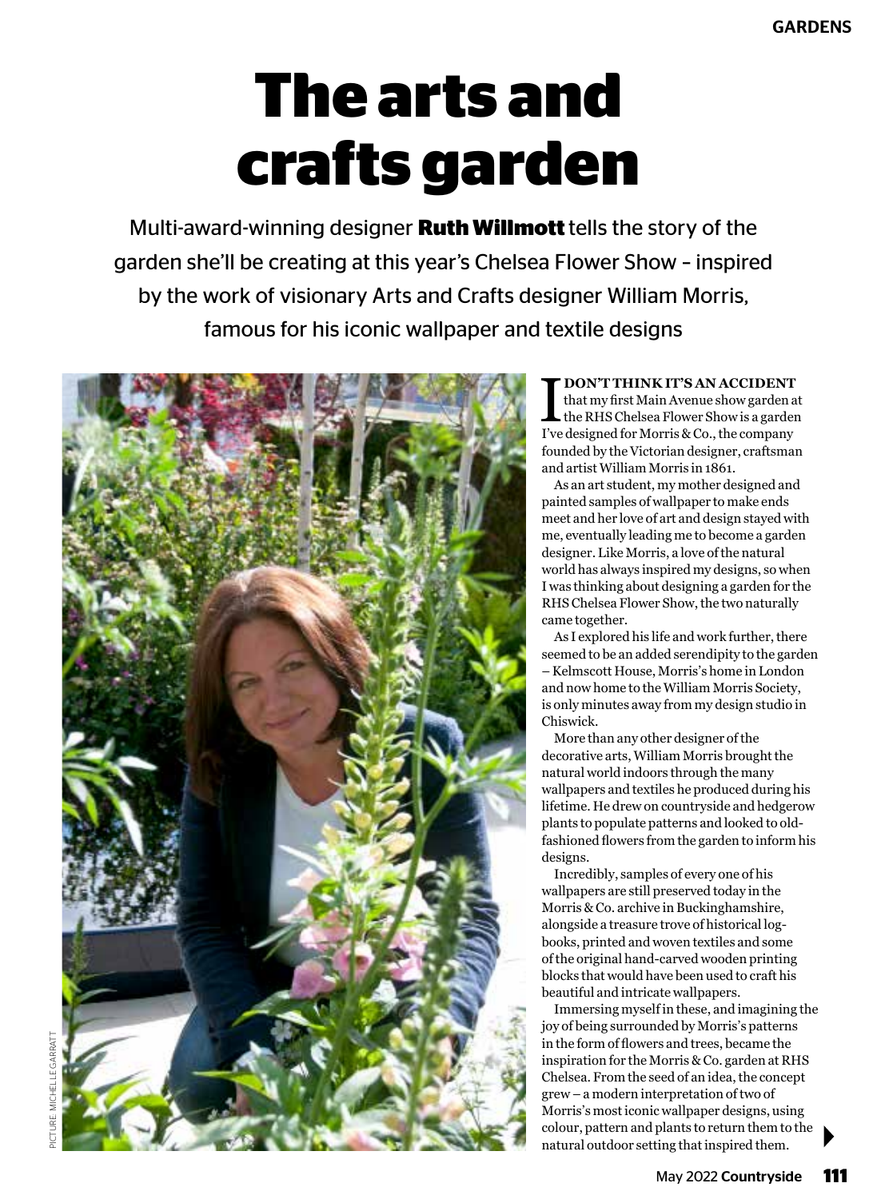# The arts and crafts garden

Multi-award-winning designer **Ruth Willmott** tells the story of the garden she'll be creating at this year's Chelsea Flower Show – inspired by the work of visionary Arts and Crafts designer William Morris, famous for his iconic wallpaper and textile designs

PICTURE: MICHELLE GARRATT

**I DON'T THINK IT'S AN ACCIDENT** that my first Main Avenue show garden at the RHS Chelsea Flower Show is a garden I've designed for Morris & Co., the company founded by the Victorian designer, craftsman and artist William Morris in 1861.

As an art student, my mother designed and painted samples of wallpaper to make ends meet and her love of art and design stayed with me, eventually leading me to become a garden designer. Like Morris, a love of the natural world has always inspired my designs, so when I was thinking about designing a garden for the RHS Chelsea Flower Show, the two naturally came together.

As I explored his life and work further, there seemed to be an added serendipity to the garden – Kelmscott House, Morris's home in London and now home to the William Morris Society, is only minutes away from my design studio in Chiswick.

More than any other designer of the decorative arts, William Morris brought the natural world indoors through the many wallpapers and textiles he produced during his lifetime. He drew on countryside and hedgerow plants to populate patterns and looked to old-fashioned flowers from the garden to inform his designs.

Incredibly, samples of every one of his wallpapers are still preserved today in the Morris & Co. archive in Buckinghamshire, alongside a treasure trove of historical log-books, printed and woven textiles and some of the original hand-carved wooden printing blocks that would have been used to craft his beautiful and intricate wallpapers.

Immersing myself in these, and imagining the joy of being surrounded by Morris's patterns in the form of flowers and trees, became the inspiration for the Morris & Co. garden at RHS Chelsea. From the seed of an idea, the concept grew – a modern interpretation of two of Morris's most iconic wallpaper designs, using colour, pattern and plants to return them to the natural outdoor setting that inspired them.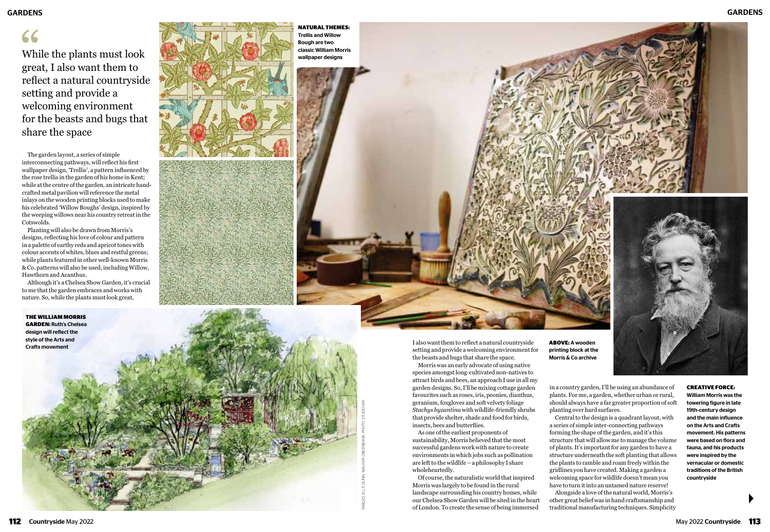> While the plants must look great, I also want them to reflect a natural countryside setting and provide a welcoming environment for the beasts and bugs that share the space

The garden layout, a series of simple interconnecting pathways, will reflect his first wallpaper design, 'Trellis', a pattern influenced by the rose trellis in the garden of his home in Kent; while at the centre of the garden, an intricate hand-crafted metal pavilion will reference the metal inlays on the wooden printing blocks used to make his celebrated 'Willow Boughs' design, inspired by the weeping willows near his country retreat in the Cotswolds.

Planting will also be drawn from Morris's designs, reflecting his love of colour and pattern in a palette of earthy reds and apricot tones with colour accents of whites, blues and restful greens; while plants featured in other well-known Morris & Co. patterns will also be used, including Willow, Hawthorn and Acanthus.

Although it's a Chelsea Show Garden, it's crucial to me that the garden embraces and works with nature. So, while the plants must look great, I also want them to reflect a natural countryside setting and provide a welcoming environment for the beasts and bugs that share the space.

Morris was an early advocate of using native species amongst long-cultivated non-natives to attract birds and bees, an approach I use in all my garden designs. So, I'll be mixing cottage garden favourites such as roses, iris, peonies, dianthus, geranium, foxgloves and soft velvety foliage *Stachys byzantina* with wildlife-friendly shrubs that provide shelter, shade and food for birds, insects, bees and butterflies.

As one of the earliest proponents of sustainability, Morris believed that the most successful gardens work with nature to create environments in which jobs such as pollination are left to the wildlife – a philosophy I share wholeheartedly.

Of course, the naturalistic world that inspired Morris was largely to be found in the rural landscape surrounding his country homes, while our Chelsea Show Garden will be sited in the heart of London. To create the sense of being immersed in a country garden, I'll be using an abundance of plants. For me, a garden, whether urban or rural, should always have a far greater proportion of soft planting over hard surfaces.

Central to the design is a quadrant layout, with a series of simple inter-connecting pathways forming the shape of the garden, and it's this structure that will allow me to manage the volume of plants. It's important for any garden to have a structure underneath the soft planting that allows the plants to ramble and roam freely within the gridlines you have created. Making a garden a welcoming space for wildlife doesn't mean you have to turn it into an untamed nature reserve!

Alongside a love of the natural world, Morris's other great belief was in hand craftsmanship and traditional manufacturing techniques. Simplicity

**NATURAL THEMES:** Trellis and Willow Bough are two classic William Morris wallpaper designs

**THE WILLIAM MORRIS GARDEN:** Ruth's Chelsea design will reflect the style of the Arts and Crafts movement

**ABOVE:** A wooden printing block at the Morris & Co archive

**CREATIVE FORCE:** William Morris was the towering figure in late 19th-century design and the main influence on the Arts and Crafts movement. His patterns were based on flora and fauna, and his products were inspired by the vernacular or domestic traditions of the British countryside

IMAGES: ELLE DUNN; WALKER GREENBANK; PHOTO: STUDIO MK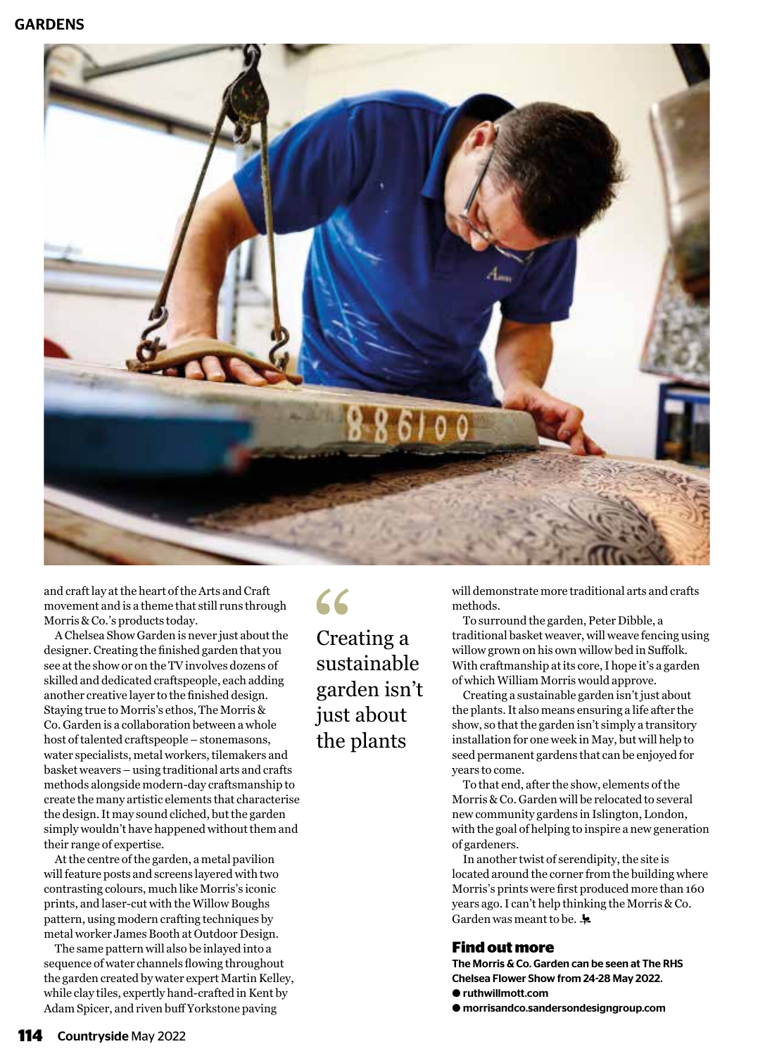and craft lay at the heart of the Arts and Craft movement and is a theme that still runs through Morris & Co.'s products today.

A Chelsea Show Garden is never just about the designer. Creating the finished garden that you see at the show or on the TV involves dozens of skilled and dedicated craftspeople, each adding another creative layer to the finished design. Staying true to Morris's ethos, The Morris & Co. Garden is a collaboration between a whole host of talented craftspeople – stonemasons, water specialists, metal workers, tilemakers and basket weavers – using traditional arts and crafts methods alongside modern-day craftsmanship to create the many artistic elements that characterise the design. It may sound cliched, but the garden simply wouldn't have happened without them and their range of expertise.

At the centre of the garden, a metal pavilion will feature posts and screens layered with two contrasting colours, much like Morris's iconic prints, and laser-cut with the Willow Boughs pattern, using modern crafting techniques by metal worker James Booth at Outdoor Design.

The same pattern will also be inlayed into a sequence of water channels flowing throughout the garden created by water expert Martin Kelley, while clay tiles, expertly hand-crafted in Kent by Adam Spicer, and riven buff Yorkstone paving will demonstrate more traditional arts and crafts methods.

> "Creating a sustainable garden isn't just about the plants

To surround the garden, Peter Dibble, a traditional basket weaver, will weave fencing using willow grown on his own willow bed in Suffolk. With craftmanship at its core, I hope it's a garden of which William Morris would approve.

Creating a sustainable garden isn't just about the plants. It also means ensuring a life after the show, so that the garden isn't simply a transitory installation for one week in May, but will help to seed permanent gardens that can be enjoyed for years to come.

To that end, after the show, elements of the Morris & Co. Garden will be relocated to several new community gardens in Islington, London, with the goal of helping to inspire a new generation of gardeners.

In another twist of serendipity, the site is located around the corner from the building where Morris's prints were first produced more than 160 years ago. I can't help thinking the Morris & Co. Garden was meant to be.

## Find out more

**The Morris & Co. Garden can be seen at The RHS Chelsea Flower Show from 24-28 May 2022.**

- **ruthwillmott.com**
- **morrisandco.sandersondesigngroup.com**